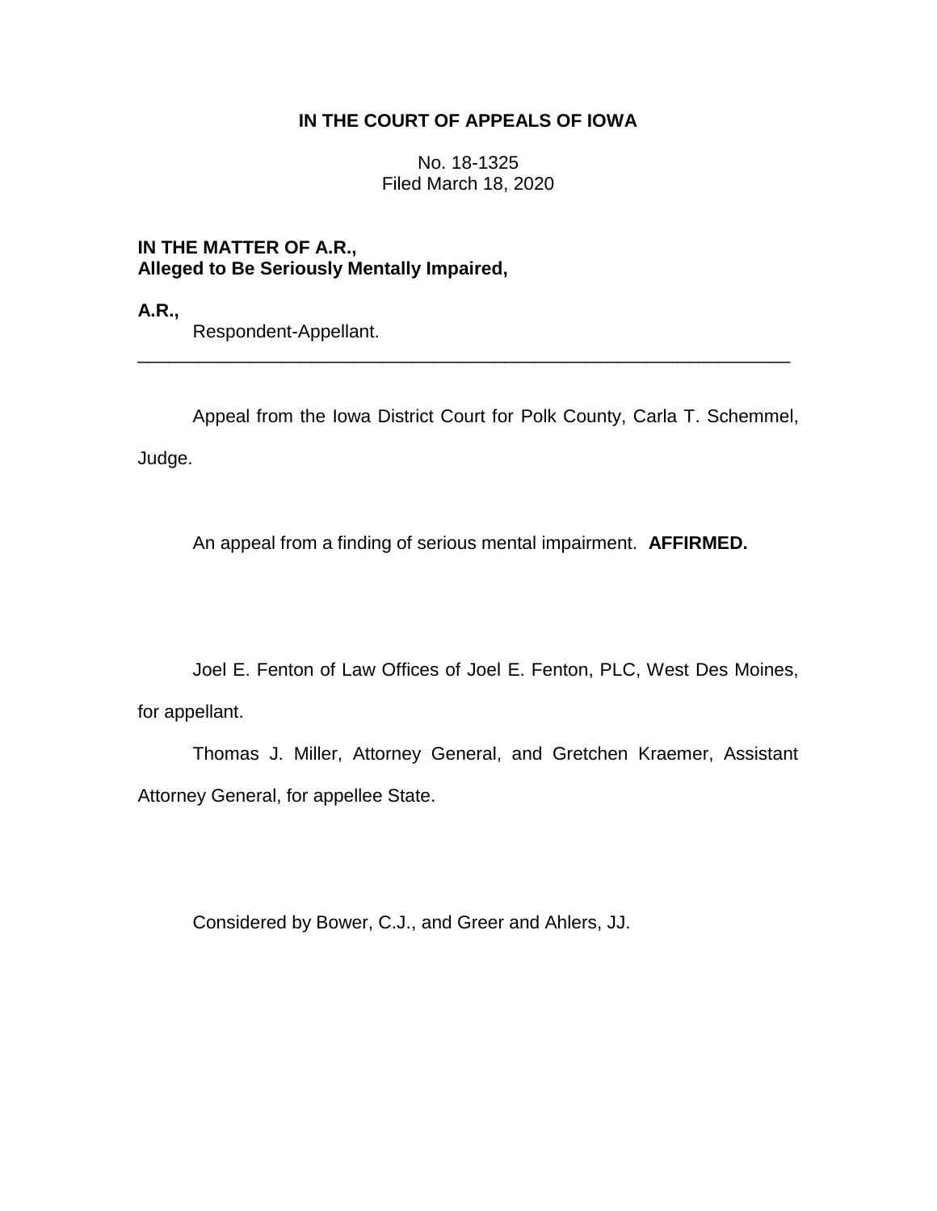**IN THE COURT OF APPEALS OF IOWA**

No. 18-1325
Filed March 18, 2020

**IN THE MATTER OF A.R.,**
**Alleged to Be Seriously Mentally Impaired,**

**A.R.,**
Respondent-Appellant.

---

Appeal from the Iowa District Court for Polk County, Carla T. Schemmel, Judge.

An appeal from a finding of serious mental impairment. **AFFIRMED.**

Joel E. Fenton of Law Offices of Joel E. Fenton, PLC, West Des Moines, for appellant.

Thomas J. Miller, Attorney General, and Gretchen Kraemer, Assistant Attorney General, for appellee State.

Considered by Bower, C.J., and Greer and Ahlers, JJ.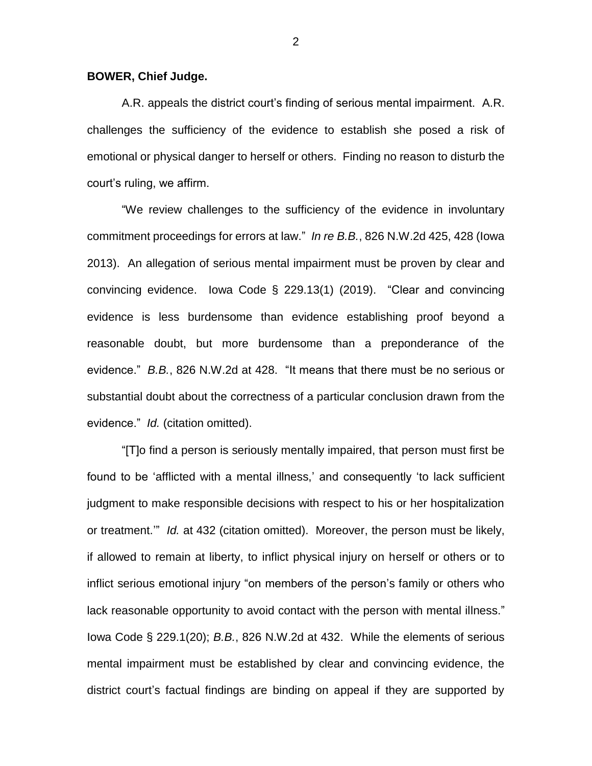**BOWER, Chief Judge.**

A.R. appeals the district court's finding of serious mental impairment. A.R. challenges the sufficiency of the evidence to establish she posed a risk of emotional or physical danger to herself or others. Finding no reason to disturb the court's ruling, we affirm.

"We review challenges to the sufficiency of the evidence in involuntary commitment proceedings for errors at law." *In re B.B.*, 826 N.W.2d 425, 428 (Iowa 2013). An allegation of serious mental impairment must be proven by clear and convincing evidence. Iowa Code § 229.13(1) (2019). "Clear and convincing evidence is less burdensome than evidence establishing proof beyond a reasonable doubt, but more burdensome than a preponderance of the evidence." *B.B.*, 826 N.W.2d at 428. "It means that there must be no serious or substantial doubt about the correctness of a particular conclusion drawn from the evidence." *Id.* (citation omitted).

"[T]o find a person is seriously mentally impaired, that person must first be found to be 'afflicted with a mental illness,' and consequently 'to lack sufficient judgment to make responsible decisions with respect to his or her hospitalization or treatment.'" *Id.* at 432 (citation omitted). Moreover, the person must be likely, if allowed to remain at liberty, to inflict physical injury on herself or others or to inflict serious emotional injury "on members of the person's family or others who lack reasonable opportunity to avoid contact with the person with mental illness." Iowa Code § 229.1(20); *B.B.*, 826 N.W.2d at 432. While the elements of serious mental impairment must be established by clear and convincing evidence, the district court's factual findings are binding on appeal if they are supported by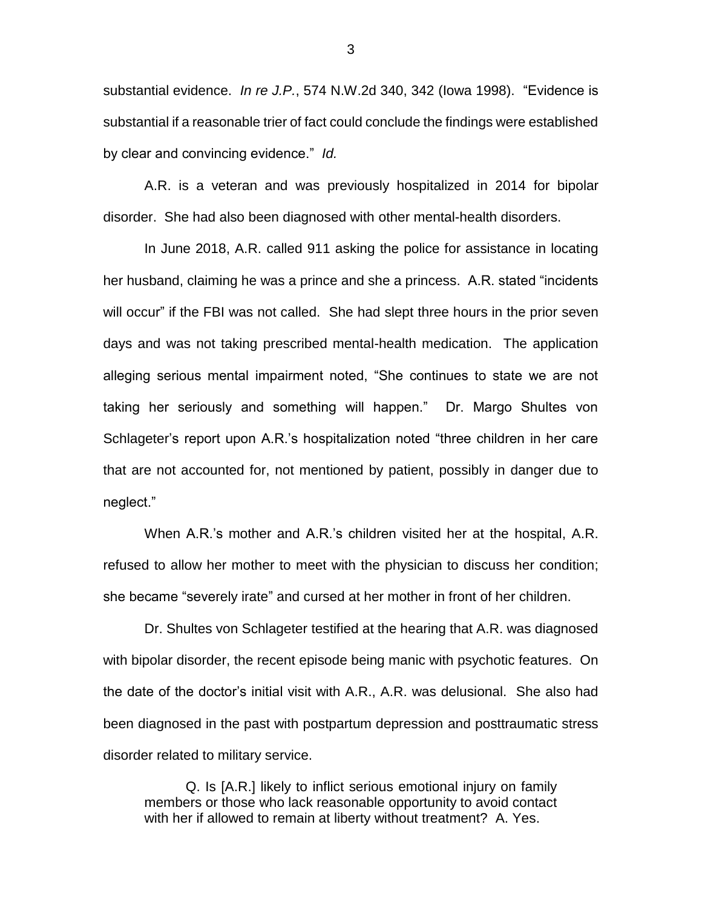substantial evidence. *In re J.P.*, 574 N.W.2d 340, 342 (Iowa 1998). "Evidence is substantial if a reasonable trier of fact could conclude the findings were established by clear and convincing evidence." *Id.*

A.R. is a veteran and was previously hospitalized in 2014 for bipolar disorder. She had also been diagnosed with other mental-health disorders.

In June 2018, A.R. called 911 asking the police for assistance in locating her husband, claiming he was a prince and she a princess. A.R. stated "incidents will occur" if the FBI was not called. She had slept three hours in the prior seven days and was not taking prescribed mental-health medication. The application alleging serious mental impairment noted, "She continues to state we are not taking her seriously and something will happen." Dr. Margo Shultes von Schlageter's report upon A.R.'s hospitalization noted "three children in her care that are not accounted for, not mentioned by patient, possibly in danger due to neglect."

When A.R.'s mother and A.R.'s children visited her at the hospital, A.R. refused to allow her mother to meet with the physician to discuss her condition; she became "severely irate" and cursed at her mother in front of her children.

Dr. Shultes von Schlageter testified at the hearing that A.R. was diagnosed with bipolar disorder, the recent episode being manic with psychotic features. On the date of the doctor's initial visit with A.R., A.R. was delusional. She also had been diagnosed in the past with postpartum depression and posttraumatic stress disorder related to military service.

> Q. Is [A.R.] likely to inflict serious emotional injury on family members or those who lack reasonable opportunity to avoid contact with her if allowed to remain at liberty without treatment? A. Yes.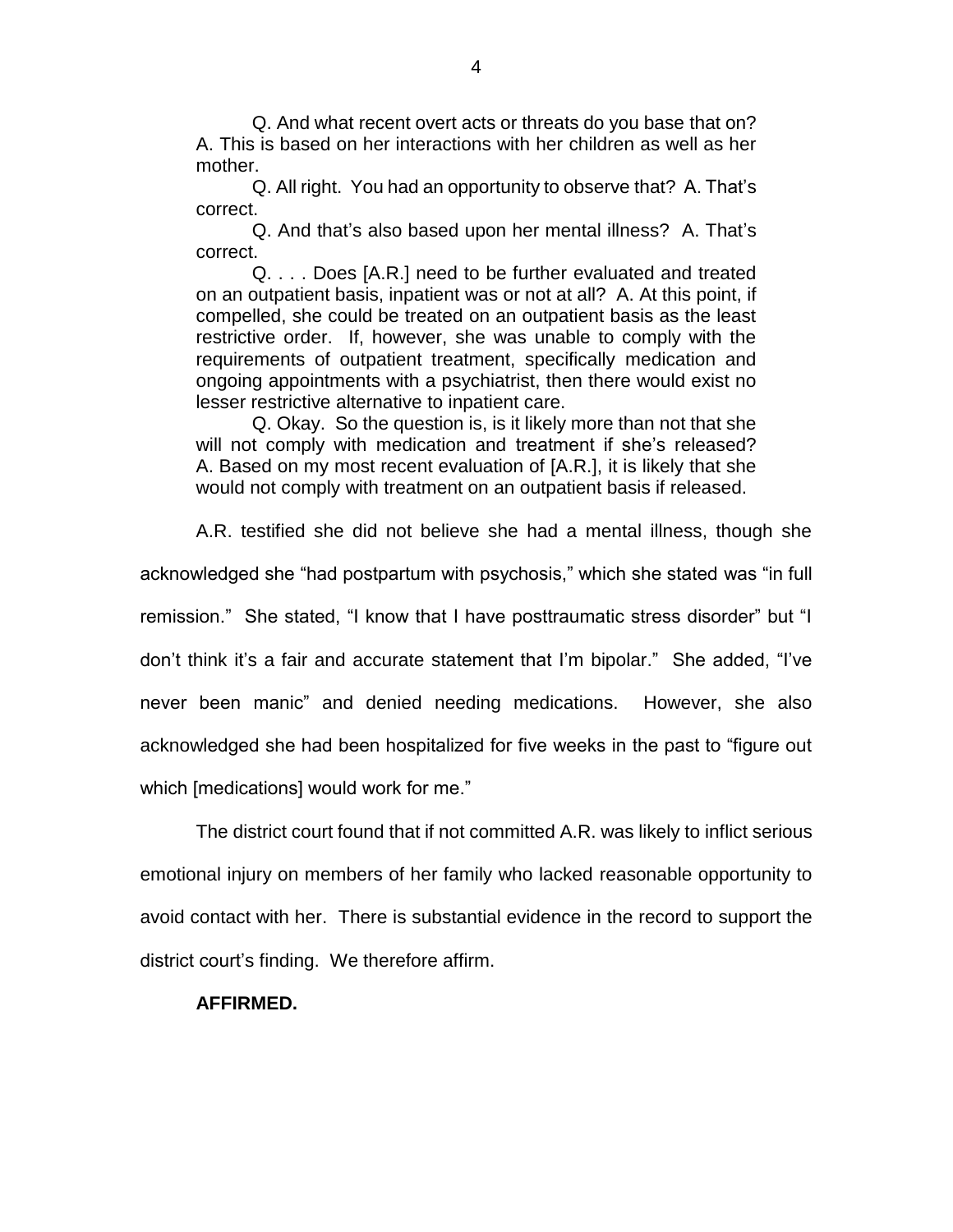Q. And what recent overt acts or threats do you base that on? A. This is based on her interactions with her children as well as her mother.

Q. All right. You had an opportunity to observe that? A. That's correct.

Q. And that's also based upon her mental illness? A. That's correct.

Q. . . . Does [A.R.] need to be further evaluated and treated on an outpatient basis, inpatient was or not at all? A. At this point, if compelled, she could be treated on an outpatient basis as the least restrictive order. If, however, she was unable to comply with the requirements of outpatient treatment, specifically medication and ongoing appointments with a psychiatrist, then there would exist no lesser restrictive alternative to inpatient care.

Q. Okay. So the question is, is it likely more than not that she will not comply with medication and treatment if she's released? A. Based on my most recent evaluation of [A.R.], it is likely that she would not comply with treatment on an outpatient basis if released.

A.R. testified she did not believe she had a mental illness, though she acknowledged she "had postpartum with psychosis," which she stated was "in full remission." She stated, "I know that I have posttraumatic stress disorder" but "I don't think it's a fair and accurate statement that I'm bipolar." She added, "I've never been manic" and denied needing medications. However, she also acknowledged she had been hospitalized for five weeks in the past to "figure out which [medications] would work for me."

The district court found that if not committed A.R. was likely to inflict serious emotional injury on members of her family who lacked reasonable opportunity to avoid contact with her. There is substantial evidence in the record to support the district court's finding. We therefore affirm.

**AFFIRMED.**